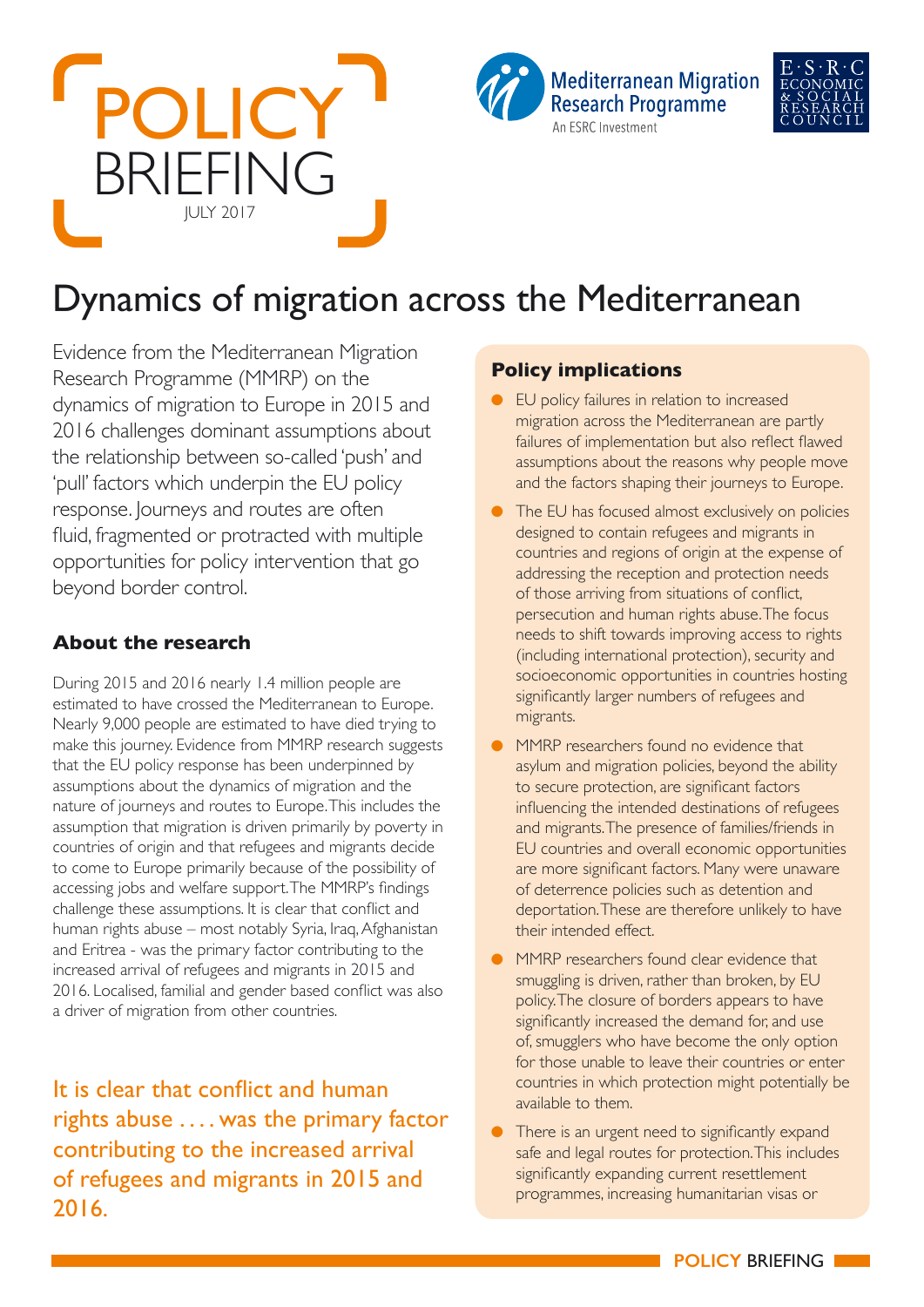# POLICY BRIEFING

JULY 2017

Mediterranean Migration Research Programme
An ESRC Investment

E·S·R·C ECONOMIC & SOCIAL RESEARCH COUNCIL

# Dynamics of migration across the Mediterranean

Evidence from the Mediterranean Migration Research Programme (MMRP) on the dynamics of migration to Europe in 2015 and 2016 challenges dominant assumptions about the relationship between so-called 'push' and 'pull' factors which underpin the EU policy response. Journeys and routes are often fluid, fragmented or protracted with multiple opportunities for policy intervention that go beyond border control.

## About the research

During 2015 and 2016 nearly 1.4 million people are estimated to have crossed the Mediterranean to Europe. Nearly 9,000 people are estimated to have died trying to make this journey. Evidence from MMRP research suggests that the EU policy response has been underpinned by assumptions about the dynamics of migration and the nature of journeys and routes to Europe. This includes the assumption that migration is driven primarily by poverty in countries of origin and that refugees and migrants decide to come to Europe primarily because of the possibility of accessing jobs and welfare support. The MMRP's findings challenge these assumptions. It is clear that conflict and human rights abuse – most notably Syria, Iraq, Afghanistan and Eritrea - was the primary factor contributing to the increased arrival of refugees and migrants in 2015 and 2016. Localised, familial and gender based conflict was also a driver of migration from other countries.

> It is clear that conflict and human rights abuse .... was the primary factor contributing to the increased arrival of refugees and migrants in 2015 and 2016.

## Policy implications

- EU policy failures in relation to increased migration across the Mediterranean are partly failures of implementation but also reflect flawed assumptions about the reasons why people move and the factors shaping their journeys to Europe.
- The EU has focused almost exclusively on policies designed to contain refugees and migrants in countries and regions of origin at the expense of addressing the reception and protection needs of those arriving from situations of conflict, persecution and human rights abuse. The focus needs to shift towards improving access to rights (including international protection), security and socioeconomic opportunities in countries hosting significantly larger numbers of refugees and migrants.
- MMRP researchers found no evidence that asylum and migration policies, beyond the ability to secure protection, are significant factors influencing the intended destinations of refugees and migrants. The presence of families/friends in EU countries and overall economic opportunities are more significant factors. Many were unaware of deterrence policies such as detention and deportation. These are therefore unlikely to have their intended effect.
- MMRP researchers found clear evidence that smuggling is driven, rather than broken, by EU policy. The closure of borders appears to have significantly increased the demand for, and use of, smugglers who have become the only option for those unable to leave their countries or enter countries in which protection might potentially be available to them.
- There is an urgent need to significantly expand safe and legal routes for protection. This includes significantly expanding current resettlement programmes, increasing humanitarian visas or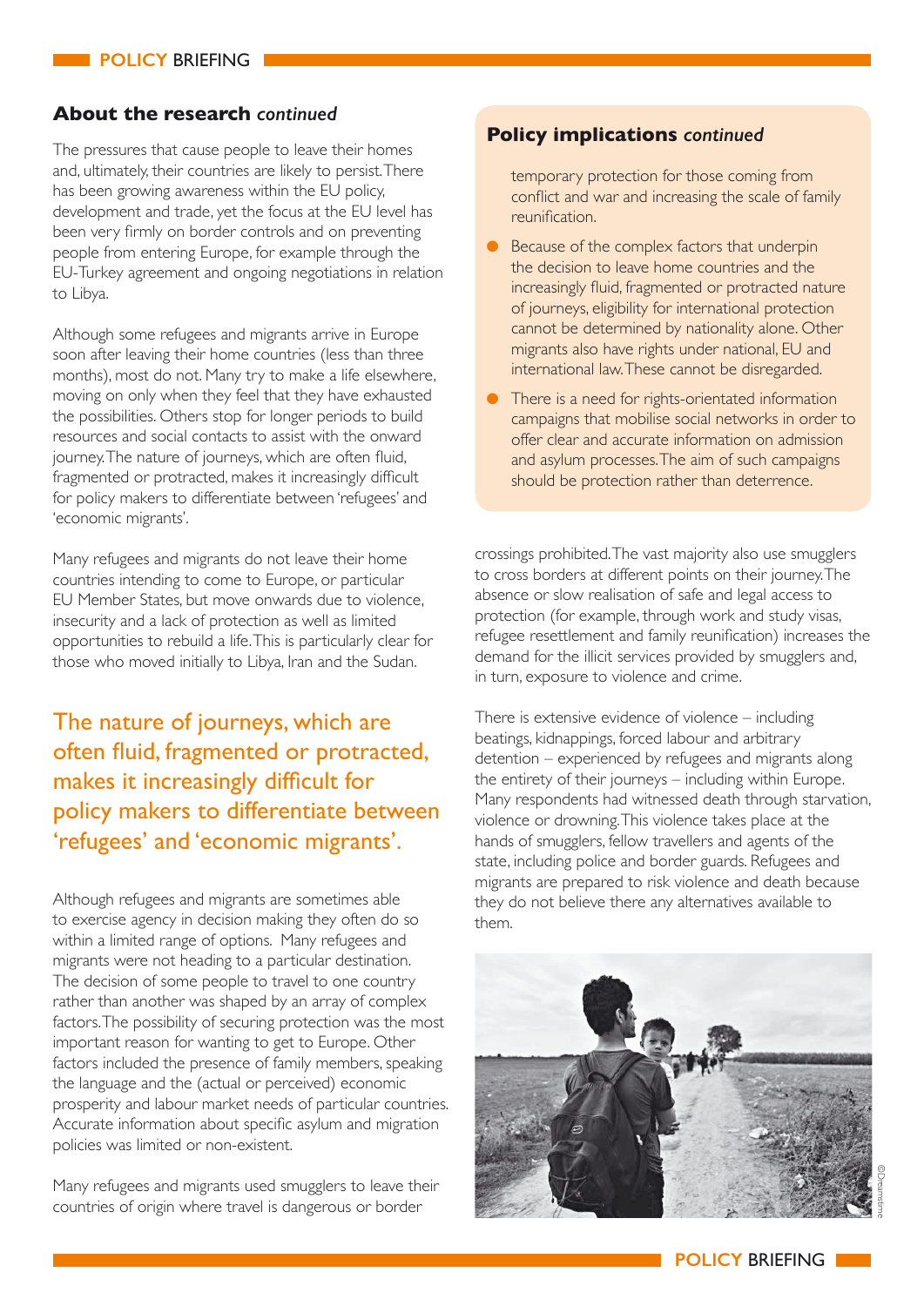## About the research *continued*

The pressures that cause people to leave their homes and, ultimately, their countries are likely to persist. There has been growing awareness within the EU policy, development and trade, yet the focus at the EU level has been very firmly on border controls and on preventing people from entering Europe, for example through the EU-Turkey agreement and ongoing negotiations in relation to Libya.

Although some refugees and migrants arrive in Europe soon after leaving their home countries (less than three months), most do not. Many try to make a life elsewhere, moving on only when they feel that they have exhausted the possibilities. Others stop for longer periods to build resources and social contacts to assist with the onward journey. The nature of journeys, which are often fluid, fragmented or protracted, makes it increasingly difficult for policy makers to differentiate between 'refugees' and 'economic migrants'.

Many refugees and migrants do not leave their home countries intending to come to Europe, or particular EU Member States, but move onwards due to violence, insecurity and a lack of protection as well as limited opportunities to rebuild a life. This is particularly clear for those who moved initially to Libya, Iran and the Sudan.

> The nature of journeys, which are often fluid, fragmented or protracted, makes it increasingly difficult for policy makers to differentiate between 'refugees' and 'economic migrants'.

Although refugees and migrants are sometimes able to exercise agency in decision making they often do so within a limited range of options. Many refugees and migrants were not heading to a particular destination. The decision of some people to travel to one country rather than another was shaped by an array of complex factors. The possibility of securing protection was the most important reason for wanting to get to Europe. Other factors included the presence of family members, speaking the language and the (actual or perceived) economic prosperity and labour market needs of particular countries. Accurate information about specific asylum and migration policies was limited or non-existent.

Many refugees and migrants used smugglers to leave their countries of origin where travel is dangerous or border crossings prohibited. The vast majority also use smugglers to cross borders at different points on their journey. The absence or slow realisation of safe and legal access to protection (for example, through work and study visas, refugee resettlement and family reunification) increases the demand for the illicit services provided by smugglers and, in turn, exposure to violence and crime.

There is extensive evidence of violence – including beatings, kidnappings, forced labour and arbitrary detention – experienced by refugees and migrants along the entirety of their journeys – including within Europe. Many respondents had witnessed death through starvation, violence or drowning. This violence takes place at the hands of smugglers, fellow travellers and agents of the state, including police and border guards. Refugees and migrants are prepared to risk violence and death because they do not believe there any alternatives available to them.

## Policy implications *continued*

temporary protection for those coming from conflict and war and increasing the scale of family reunification.

- Because of the complex factors that underpin the decision to leave home countries and the increasingly fluid, fragmented or protracted nature of journeys, eligibility for international protection cannot be determined by nationality alone. Other migrants also have rights under national, EU and international law. These cannot be disregarded.
- There is a need for rights-orientated information campaigns that mobilise social networks in order to offer clear and accurate information on admission and asylum processes. The aim of such campaigns should be protection rather than deterrence.

©Dreamstime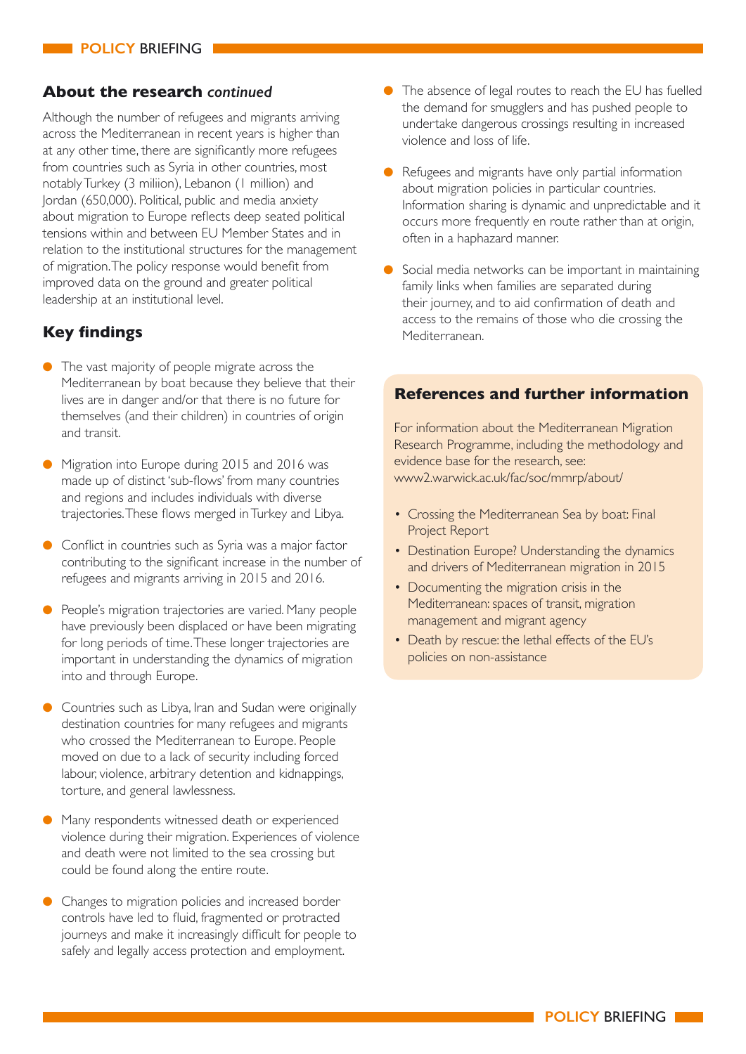## About the research *continued*

Although the number of refugees and migrants arriving across the Mediterranean in recent years is higher than at any other time, there are significantly more refugees from countries such as Syria in other countries, most notably Turkey (3 miliion), Lebanon (1 million) and Jordan (650,000). Political, public and media anxiety about migration to Europe reflects deep seated political tensions within and between EU Member States and in relation to the institutional structures for the management of migration. The policy response would benefit from improved data on the ground and greater political leadership at an institutional level.

## Key findings

- The vast majority of people migrate across the Mediterranean by boat because they believe that their lives are in danger and/or that there is no future for themselves (and their children) in countries of origin and transit.
- Migration into Europe during 2015 and 2016 was made up of distinct 'sub-flows' from many countries and regions and includes individuals with diverse trajectories. These flows merged in Turkey and Libya.
- Conflict in countries such as Syria was a major factor contributing to the significant increase in the number of refugees and migrants arriving in 2015 and 2016.
- People's migration trajectories are varied. Many people have previously been displaced or have been migrating for long periods of time. These longer trajectories are important in understanding the dynamics of migration into and through Europe.
- Countries such as Libya, Iran and Sudan were originally destination countries for many refugees and migrants who crossed the Mediterranean to Europe. People moved on due to a lack of security including forced labour, violence, arbitrary detention and kidnappings, torture, and general lawlessness.
- Many respondents witnessed death or experienced violence during their migration. Experiences of violence and death were not limited to the sea crossing but could be found along the entire route.
- Changes to migration policies and increased border controls have led to fluid, fragmented or protracted journeys and make it increasingly difficult for people to safely and legally access protection and employment.
- The absence of legal routes to reach the EU has fuelled the demand for smugglers and has pushed people to undertake dangerous crossings resulting in increased violence and loss of life.
- Refugees and migrants have only partial information about migration policies in particular countries. Information sharing is dynamic and unpredictable and it occurs more frequently en route rather than at origin, often in a haphazard manner.
- Social media networks can be important in maintaining family links when families are separated during their journey, and to aid confirmation of death and access to the remains of those who die crossing the Mediterranean.

## References and further information

For information about the Mediterranean Migration Research Programme, including the methodology and evidence base for the research, see: www2.warwick.ac.uk/fac/soc/mmrp/about/

- Crossing the Mediterranean Sea by boat: Final Project Report
- Destination Europe? Understanding the dynamics and drivers of Mediterranean migration in 2015
- Documenting the migration crisis in the Mediterranean: spaces of transit, migration management and migrant agency
- Death by rescue: the lethal effects of the EU's policies on non-assistance